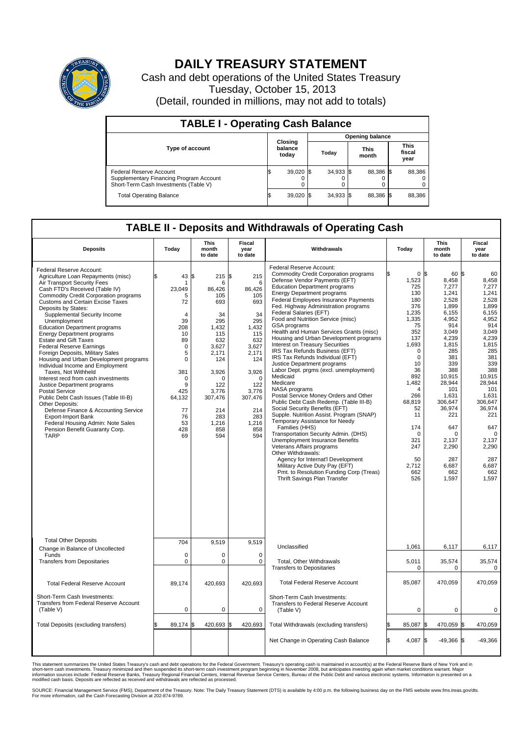# DAILY TREASURY STATEMENT

Cash and debt operations of the United States Treasury

Tuesday, October 15, 2013

(Detail, rounded in millions, may not add to totals)

## TABLE I - Operating Cash Balance

| Type of account | Closing balance today | Opening balance Today | Opening balance This month | Opening balance This fiscal year |
|---|---|---|---|---|
| Federal Reserve Account | $ 39,020 | $ 34,933 | $ 88,386 | $ 88,386 |
| Supplementary Financing Program Account | 0 | 0 | 0 | 0 |
| Short-Term Cash Investments (Table V) | 0 | 0 | 0 | 0 |
| Total Operating Balance | $ 39,020 | $ 34,933 | $ 88,386 | $ 88,386 |

## TABLE II - Deposits and Withdrawals of Operating Cash

| Deposits | Today | This month to date | Fiscal year to date |
|---|---|---|---|
| Federal Reserve Account: | | | |
| Agriculture Loan Repayments (misc) | $ 43 | $ 215 | $ 215 |
| Air Transport Security Fees | 1 | 6 | 6 |
| Cash FTD's Received (Table IV) | 23,049 | 86,426 | 86,426 |
| Commodity Credit Corporation programs | 5 | 105 | 105 |
| Customs and Certain Excise Taxes | 72 | 693 | 693 |
| Deposits by States: | | | |
| Supplemental Security Income | 4 | 34 | 34 |
| Unemployment | 39 | 295 | 295 |
| Education Department programs | 208 | 1,432 | 1,432 |
| Energy Department programs | 10 | 115 | 115 |
| Estate and Gift Taxes | 89 | 632 | 632 |
| Federal Reserve Earnings | 0 | 3,627 | 3,627 |
| Foreign Deposits, Military Sales | 5 | 2,171 | 2,171 |
| Housing and Urban Development programs | 0 | 124 | 124 |
| Individual Income and Employment Taxes, Not Withheld | 381 | 3,926 | 3,926 |
| Interest recd from cash investments | 0 | 0 | 0 |
| Justice Department programs | 9 | 122 | 122 |
| Postal Service | 425 | 3,776 | 3,776 |
| Public Debt Cash Issues (Table III-B) | 64,132 | 307,476 | 307,476 |
| Other Deposits: | | | |
| Defense Finance & Accounting Service | 77 | 214 | 214 |
| Export-Import Bank | 76 | 283 | 283 |
| Federal Housing Admin: Note Sales | 53 | 1,216 | 1,216 |
| Pension Benefit Guaranty Corp. | 428 | 858 | 858 |
| TARP | 69 | 594 | 594 |
| Total Other Deposits | 704 | 9,519 | 9,519 |
| Change in Balance of Uncollected Funds | 0 | 0 | 0 |
| Transfers from Depositaries | 0 | 0 | 0 |
| Total Federal Reserve Account | 89,174 | 420,693 | 420,693 |
| Short-Term Cash Investments: Transfers from Federal Reserve Account (Table V) | 0 | 0 | 0 |
| Total Deposits (excluding transfers) | $ 89,174 | $ 420,693 | $ 420,693 |

| Withdrawals | Today | This month to date | Fiscal year to date |
|---|---|---|---|
| Federal Reserve Account: | | | |
| Commodity Credit Corporation programs | $ 0 | $ 60 | $ 60 |
| Defense Vendor Payments (EFT) | 1,523 | 8,458 | 8,458 |
| Education Department programs | 725 | 7,277 | 7,277 |
| Energy Department programs | 130 | 1,241 | 1,241 |
| Federal Employees Insurance Payments | 180 | 2,528 | 2,528 |
| Fed. Highway Administration programs | 376 | 1,899 | 1,899 |
| Federal Salaries (EFT) | 1,235 | 6,155 | 6,155 |
| Food and Nutrition Service (misc) | 1,335 | 4,952 | 4,952 |
| GSA programs | 75 | 914 | 914 |
| Health and Human Services Grants (misc) | 352 | 3,049 | 3,049 |
| Housing and Urban Development programs | 137 | 4,239 | 4,239 |
| Interest on Treasury Securities | 1,693 | 1,815 | 1,815 |
| IRS Tax Refunds Business (EFT) | 0 | 285 | 285 |
| IRS Tax Refunds Individual (EFT) | 0 | 381 | 381 |
| Justice Department programs | 10 | 339 | 339 |
| Labor Dept. prgms (excl. unemployment) | 36 | 388 | 388 |
| Medicaid | 892 | 10,915 | 10,915 |
| Medicare | 1,482 | 28,944 | 28,944 |
| NASA programs | 4 | 101 | 101 |
| Postal Service Money Orders and Other | 266 | 1,631 | 1,631 |
| Public Debt Cash Redemp. (Table III-B) | 68,819 | 306,647 | 306,647 |
| Social Security Benefits (EFT) | 52 | 36,974 | 36,974 |
| Supple. Nutrition Assist. Program (SNAP) | 11 | 221 | 221 |
| Temporary Assistance for Needy Families (HHS) | 174 | 647 | 647 |
| Transportation Security Admin. (DHS) | 0 | 0 | 0 |
| Unemployment Insurance Benefits | 321 | 2,137 | 2,137 |
| Veterans Affairs programs | 247 | 2,290 | 2,290 |
| Other Withdrawals: | | | |
| Agency for Internat'l Development | 50 | 287 | 287 |
| Military Active Duty Pay (EFT) | 2,712 | 6,687 | 6,687 |
| Pmt. to Resolution Funding Corp (Treas) | 662 | 662 | 662 |
| Thrift Savings Plan Transfer | 526 | 1,597 | 1,597 |
| Unclassified | 1,061 | 6,117 | 6,117 |
| Total, Other Withdrawals | 5,011 | 35,574 | 35,574 |
| Transfers to Depositaries | 0 | 0 | 0 |
| Total Federal Reserve Account | 85,087 | 470,059 | 470,059 |
| Short-Term Cash Investments: Transfers to Federal Reserve Account (Table V) | 0 | 0 | 0 |
| Total Withdrawals (excluding transfers) | $ 85,087 | $ 470,059 | $ 470,059 |
| Net Change in Operating Cash Balance | $ 4,087 | $ -49,366 | $ -49,366 |

This statement summarizes the United States Treasury's cash and debt operations for the Federal Government. Treasury's operating cash is maintained in account(s) at the Federal Reserve Bank of New York and in short-term cash investments. Treasury minimized and then suspended its short-term cash investment program beginning in November 2008, but anticipates investing again when market conditions warrant. Major information sources include: Federal Reserve Banks, Treasury Regional Financial Centers, Internal Revenue Service Centers, Bureau of the Public Debt and various electronic systems. Information is presented on a modified cash basis. Deposits are reflected as received and withdrawals are reflected as processed.

SOURCE: Financial Management Service (FMS), Department of the Treasury. Note: The Daily Treasury Statement (DTS) is available by 4:00 p.m. the following business day on the FMS website www.fms.treas.gov/dts. For more information, call the Cash Forecasting Division at 202-874-9789.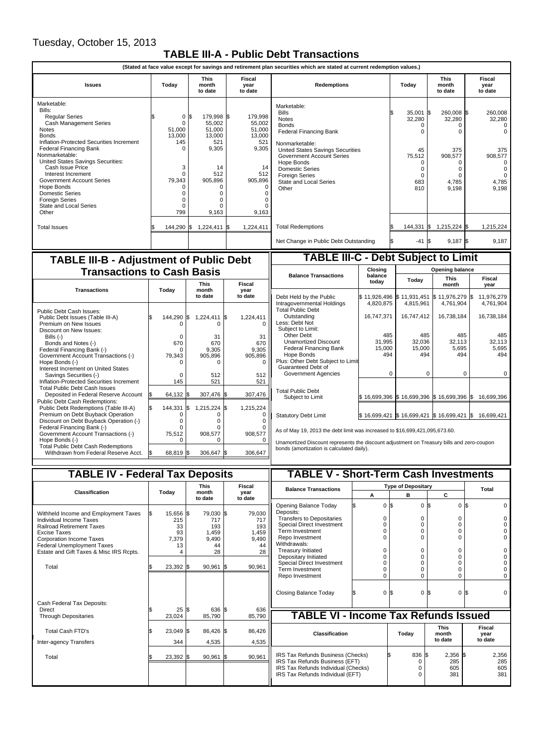Tuesday, October 15, 2013

# TABLE III-A - Public Debt Transactions

(Stated at face value except for savings and retirement plan securities which are stated at current redemption values.)

| Issues | Today | This month to date | Fiscal year to date |
|---|---|---|---|
| Marketable: | | | |
| Bills: | | | |
| Regular Series | $ 0 | $ 179,998 | $ 179,998 |
| Cash Management Series | 0 | 55,002 | 55,002 |
| Notes | 51,000 | 51,000 | 51,000 |
| Bonds | 13,000 | 13,000 | 13,000 |
| Inflation-Protected Securities Increment | 145 | 521 | 521 |
| Federal Financing Bank | 0 | 9,305 | 9,305 |
| Nonmarketable: | | | |
| United States Savings Securities: | | | |
| Cash Issue Price | 3 | 14 | 14 |
| Interest Increment | 0 | 512 | 512 |
| Government Account Series | 79,343 | 905,896 | 905,896 |
| Hope Bonds | 0 | 0 | 0 |
| Domestic Series | 0 | 0 | 0 |
| Foreign Series | 0 | 0 | 0 |
| State and Local Series | 0 | 0 | 0 |
| Other | 799 | 9,163 | 9,163 |
| Total Issues | $ 144,290 | $ 1,224,411 | $ 1,224,411 |

| Redemptions | Today | This month to date | Fiscal year to date |
|---|---|---|---|
| Marketable: | | | |
| Bills | $ 35,001 | $ 260,008 | $ 260,008 |
| Notes | 32,280 | 32,280 | 32,280 |
| Bonds | 0 | 0 | 0 |
| Federal Financing Bank | 0 | 0 | 0 |
| Nonmarketable: | | | |
| United States Savings Securities | 45 | 375 | 375 |
| Government Account Series | 75,512 | 908,577 | 908,577 |
| Hope Bonds | 0 | 0 | 0 |
| Domestic Series | 0 | 0 | 0 |
| Foreign Series | 0 | 0 | 0 |
| State and Local Series | 683 | 4,785 | 4,785 |
| Other | 810 | 9,198 | 9,198 |
| Total Redemptions | $ 144,331 | $ 1,215,224 | $ 1,215,224 |
| Net Change in Public Debt Outstanding | $ -41 | $ 9,187 | $ 9,187 |

# TABLE III-B - Adjustment of Public Debt Transactions to Cash Basis

| Transactions | Today | This month to date | Fiscal year to date |
|---|---|---|---|
| Public Debt Cash Issues: | | | |
| Public Debt Issues (Table III-A) | $ 144,290 | $ 1,224,411 | $ 1,224,411 |
| Premium on New Issues | 0 | 0 | 0 |
| Discount on New Issues: | | | |
| Bills (-) | 0 | 31 | 31 |
| Bonds and Notes (-) | 670 | 670 | 670 |
| Federal Financing Bank (-) | 0 | 9,305 | 9,305 |
| Government Account Transactions (-) | 79,343 | 905,896 | 905,896 |
| Hope Bonds (-) | 0 | 0 | 0 |
| Interest Increment on United States Savings Securities (-) | 0 | 512 | 512 |
| Inflation-Protected Securities Increment | 145 | 521 | 521 |
| Total Public Debt Cash Issues Deposited in Federal Reserve Account | $ 64,132 | $ 307,476 | $ 307,476 |
| Public Debt Cash Redemptions: | | | |
| Public Debt Redemptions (Table III-A) | $ 144,331 | $ 1,215,224 | $ 1,215,224 |
| Premium on Debt Buyback Operation | 0 | 0 | 0 |
| Discount on Debt Buyback Operation (-) | 0 | 0 | 0 |
| Federal Financing Bank (-) | 0 | 0 | 0 |
| Government Account Transactions (-) | 75,512 | 908,577 | 908,577 |
| Hope Bonds (-) | 0 | 0 | 0 |
| Total Public Debt Cash Redemptions Withdrawn from Federal Reserve Acct. | $ 68,819 | $ 306,647 | $ 306,647 |

# TABLE III-C - Debt Subject to Limit

| Balance Transactions | Closing balance today | Opening balance Today | Opening balance This month | Opening balance Fiscal year |
|---|---|---|---|---|
| Debt Held by the Public | $ 11,926,496 | $ 11,931,451 | $ 11,976,279 | $ 11,976,279 |
| Intragovernmental Holdings | 4,820,875 | 4,815,961 | 4,761,904 | 4,761,904 |
| Total Public Debt Outstanding | 16,747,371 | 16,747,412 | 16,738,184 | 16,738,184 |
| Less: Debt Not Subject to Limit: | | | | |
| Other Debt | 485 | 485 | 485 | 485 |
| Unamortized Discount | 31,995 | 32,036 | 32,113 | 32,113 |
| Federal Financing Bank | 15,000 | 15,000 | 5,695 | 5,695 |
| Hope Bonds | 494 | 494 | 494 | 494 |
| Plus: Other Debt Subject to Limit | | | | |
| Guaranteed Debt of Government Agencies | 0 | 0 | 0 | 0 |
| Total Public Debt Subject to Limit | $ 16,699,396 | $ 16,699,396 | $ 16,699,396 | $ 16,699,396 |
| Statutory Debt Limit | $ 16,699,421 | $ 16,699,421 | $ 16,699,421 | $ 16,699,421 |

As of May 19, 2013 the debt limit was increased to $16,699,421,095,673.60.

Unamortized Discount represents the discount adjustment on Treasury bills and zero-coupon bonds (amortization is calculated daily).

# TABLE IV - Federal Tax Deposits

| Classification | Today | This month to date | Fiscal year to date |
|---|---|---|---|
| Withheld Income and Employment Taxes | $ 15,656 | $ 79,030 | $ 79,030 |
| Individual Income Taxes | 215 | 717 | 717 |
| Railroad Retirement Taxes | 33 | 193 | 193 |
| Excise Taxes | 93 | 1,459 | 1,459 |
| Corporation Income Taxes | 7,379 | 9,490 | 9,490 |
| Federal Unemployment Taxes | 13 | 44 | 44 |
| Estate and Gift Taxes & Misc IRS Rcpts. | 4 | 28 | 28 |
| Total | $ 23,392 | $ 90,961 | $ 90,961 |
| Cash Federal Tax Deposits: | | | |
| Direct | $ 25 | $ 636 | $ 636 |
| Through Depositaries | 23,024 | 85,790 | 85,790 |
| Total Cash FTD's | $ 23,049 | $ 86,426 | $ 86,426 |
| Inter-agency Transfers | 344 | 4,535 | 4,535 |
| Total | $ 23,392 | $ 90,961 | $ 90,961 |

# TABLE V - Short-Term Cash Investments

| Balance Transactions | Type of Depositary A | Type of Depositary B | Type of Depositary C | Total |
|---|---|---|---|---|
| Opening Balance Today | $ 0 | $ 0 | $ 0 | $ 0 |
| Deposits: | | | | |
| Transfers to Depositaries | 0 | 0 | 0 | 0 |
| Special Direct Investment | 0 | 0 | 0 | 0 |
| Term Investment | 0 | 0 | 0 | 0 |
| Repo Investment | 0 | 0 | 0 | 0 |
| Withdrawals: | | | | |
| Treasury Initiated | 0 | 0 | 0 | 0 |
| Depositary Initiated | 0 | 0 | 0 | 0 |
| Special Direct Investment | 0 | 0 | 0 | 0 |
| Term Investment | 0 | 0 | 0 | 0 |
| Repo Investment | 0 | 0 | 0 | 0 |
| Closing Balance Today | $ 0 | $ 0 | $ 0 | $ 0 |

# TABLE VI - Income Tax Refunds Issued

| Classification | Today | This month to date | Fiscal year to date |
|---|---|---|---|
| IRS Tax Refunds Business (Checks) | $ 836 | $ 2,356 | $ 2,356 |
| IRS Tax Refunds Business (EFT) | 0 | 285 | 285 |
| IRS Tax Refunds Individual (Checks) | 0 | 605 | 605 |
| IRS Tax Refunds Individual (EFT) | 0 | 381 | 381 |